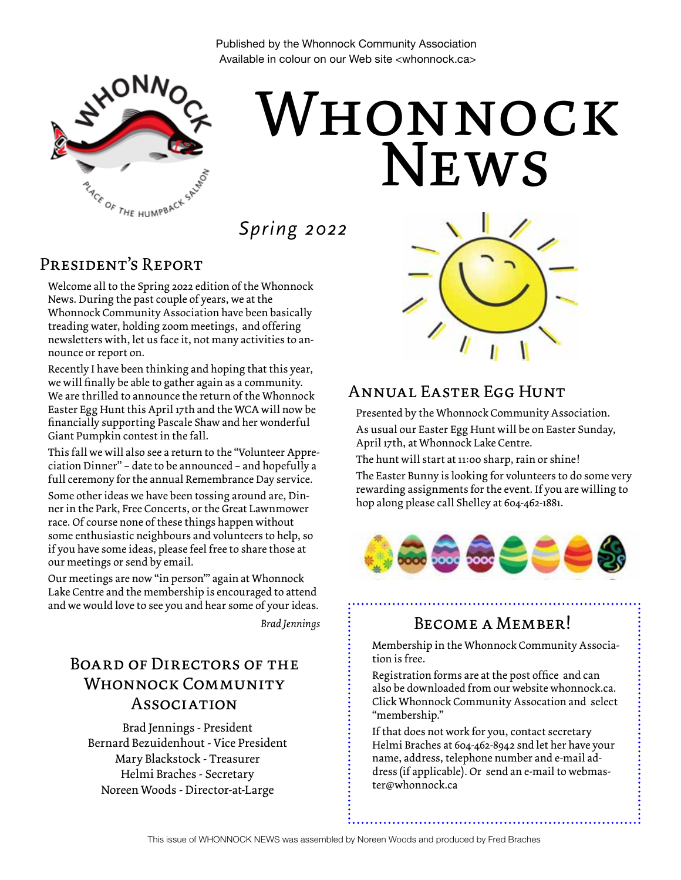Published by the Whonnock Community Association
Available in colour on our Web site <whonnock.ca>

# Whonnock News

*Spring 2022*

## President's Report

Welcome all to the Spring 2022 edition of the Whonnock News. During the past couple of years, we at the Whonnock Community Association have been basically treading water, holding zoom meetings, and offering newsletters with, let us face it, not many activities to announce or report on.

Recently I have been thinking and hoping that this year, we will finally be able to gather again as a community. We are thrilled to announce the return of the Whonnock Easter Egg Hunt this April 17th and the WCA will now be financially supporting Pascale Shaw and her wonderful Giant Pumpkin contest in the fall.

This fall we will also see a return to the "Volunteer Appreciation Dinner" – date to be announced – and hopefully a full ceremony for the annual Remembrance Day service.

Some other ideas we have been tossing around are, Dinner in the Park, Free Concerts, or the Great Lawnmower race. Of course none of these things happen without some enthusiastic neighbours and volunteers to help, so if you have some ideas, please feel free to share those at our meetings or send by email.

Our meetings are now "in person"' again at Whonnock Lake Centre and the membership is encouraged to attend and we would love to see you and hear some of your ideas.

*Brad Jennings*

## Board of Directors of the Whonnock Community Association

Brad Jennings - President
Bernard Bezuidenhout - Vice President
Mary Blackstock - Treasurer
Helmi Braches - Secretary
Noreen Woods - Director-at-Large

## Annual Easter Egg Hunt

Presented by the Whonnock Community Association.

As usual our Easter Egg Hunt will be on Easter Sunday, April 17th, at Whonnock Lake Centre.

The hunt will start at 11:00 sharp, rain or shine!

The Easter Bunny is looking for volunteers to do some very rewarding assignments for the event. If you are willing to hop along please call Shelley at 604-462-1881.

## Become a Member!

Membership in the Whonnock Community Association is free.

Registration forms are at the post office and can also be downloaded from our website whonnock.ca. Click Whonnock Community Assocation and select "membership."

If that does not work for you, contact secretary Helmi Braches at 604-462-8942 snd let her have your name, address, telephone number and e-mail address (if applicable). Or send an e-mail to webmaster@whonnock.ca

This issue of WHONNOCK NEWS was assembled by Noreen Woods and produced by Fred Braches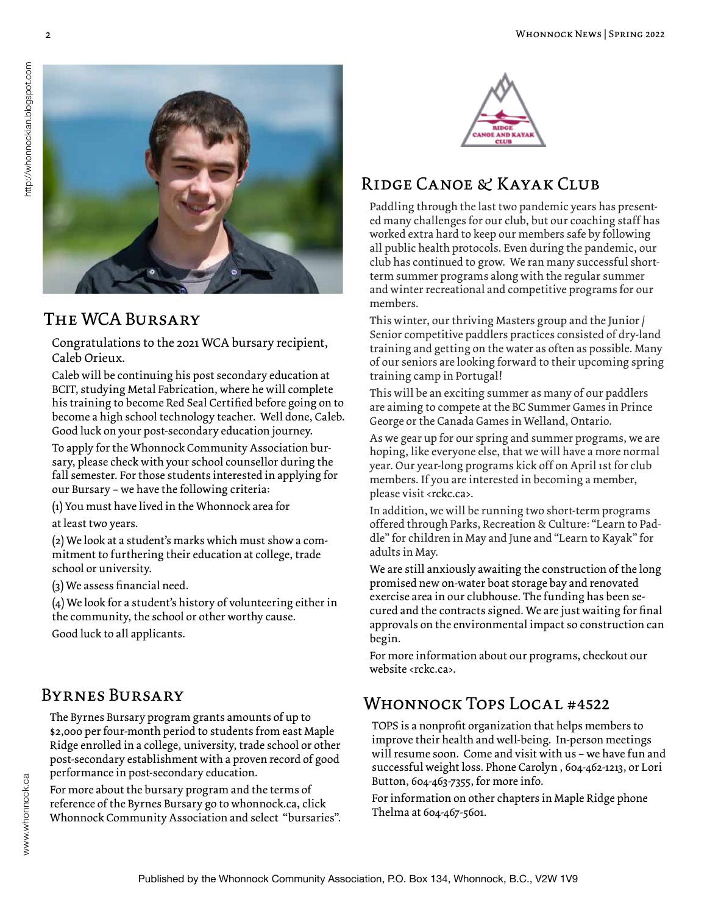## The WCA Bursary

Congratulations to the 2021 WCA bursary recipient, Caleb Orieux.

Caleb will be continuing his post secondary education at BCIT, studying Metal Fabrication, where he will complete his training to become Red Seal Certified before going on to become a high school technology teacher. Well done, Caleb. Good luck on your post-secondary education journey.

To apply for the Whonnock Community Association bursary, please check with your school counsellor during the fall semester. For those students interested in applying for our Bursary – we have the following criteria:

(1) You must have lived in the Whonnock area for at least two years.

(2) We look at a student's marks which must show a commitment to furthering their education at college, trade school or university.

(3) We assess financial need.

(4) We look for a student's history of volunteering either in the community, the school or other worthy cause.

Good luck to all applicants.

## Byrnes Bursary

The Byrnes Bursary program grants amounts of up to $2,000 per four-month period to students from east Maple Ridge enrolled in a college, university, trade school or other post-secondary establishment with a proven record of good performance in post-secondary education.

For more about the bursary program and the terms of reference of the Byrnes Bursary go to whonnock.ca, click Whonnock Community Association and select "bursaries".

## Ridge Canoe & Kayak Club

Paddling through the last two pandemic years has presented many challenges for our club, but our coaching staff has worked extra hard to keep our members safe by following all public health protocols. Even during the pandemic, our club has continued to grow. We ran many successful short-term summer programs along with the regular summer and winter recreational and competitive programs for our members.

This winter, our thriving Masters group and the Junior / Senior competitive paddlers practices consisted of dry-land training and getting on the water as often as possible. Many of our seniors are looking forward to their upcoming spring training camp in Portugal!

This will be an exciting summer as many of our paddlers are aiming to compete at the BC Summer Games in Prince George or the Canada Games in Welland, Ontario.

As we gear up for our spring and summer programs, we are hoping, like everyone else, that we will have a more normal year. Our year-long programs kick off on April 1st for club members. If you are interested in becoming a member, please visit <rckc.ca>.

In addition, we will be running two short-term programs offered through Parks, Recreation & Culture: "Learn to Paddle" for children in May and June and "Learn to Kayak" for adults in May.

We are still anxiously awaiting the construction of the long promised new on-water boat storage bay and renovated exercise area in our clubhouse. The funding has been secured and the contracts signed. We are just waiting for final approvals on the environmental impact so construction can begin.

For more information about our programs, checkout our website <rckc.ca>.

## Whonnock Tops Local #4522

TOPS is a nonprofit organization that helps members to improve their health and well-being. In-person meetings will resume soon. Come and visit with us – we have fun and successful weight loss. Phone Carolyn , 604-462-1213, or Lori Button, 604-463-7355, for more info.

For information on other chapters in Maple Ridge phone Thelma at 604-467-5601.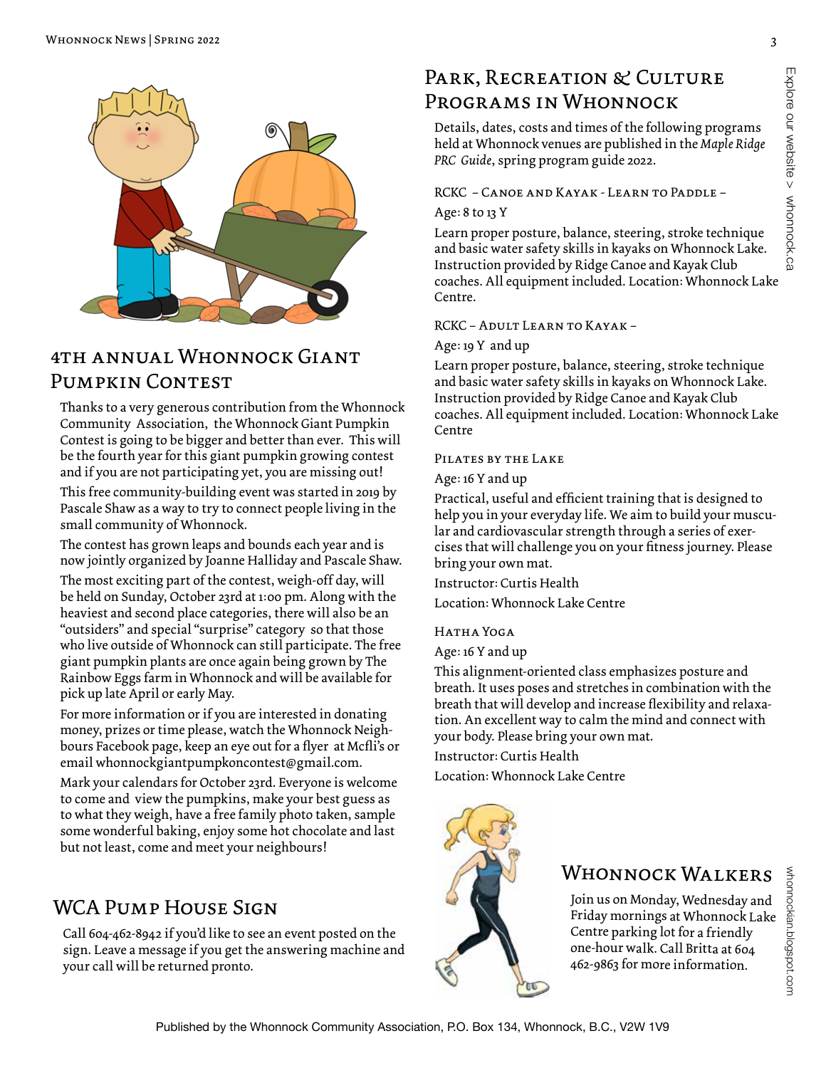## 4th Annual Whonnock Giant Pumpkin Contest

Thanks to a very generous contribution from the Whonnock Community Association, the Whonnock Giant Pumpkin Contest is going to be bigger and better than ever. This will be the fourth year for this giant pumpkin growing contest and if you are not participating yet, you are missing out!

This free community-building event was started in 2019 by Pascale Shaw as a way to try to connect people living in the small community of Whonnock.

The contest has grown leaps and bounds each year and is now jointly organized by Joanne Halliday and Pascale Shaw.

The most exciting part of the contest, weigh-off day, will be held on Sunday, October 23rd at 1:00 pm. Along with the heaviest and second place categories, there will also be an "outsiders" and special "surprise" category so that those who live outside of Whonnock can still participate. The free giant pumpkin plants are once again being grown by The Rainbow Eggs farm in Whonnock and will be available for pick up late April or early May.

For more information or if you are interested in donating money, prizes or time please, watch the Whonnock Neighbours Facebook page, keep an eye out for a flyer at Mcfli's or email whonnockgiantpumpkoncontest@gmail.com.

Mark your calendars for October 23rd. Everyone is welcome to come and view the pumpkins, make your best guess as to what they weigh, have a free family photo taken, sample some wonderful baking, enjoy some hot chocolate and last but not least, come and meet your neighbours!

## WCA Pump House Sign

Call 604-462-8942 if you'd like to see an event posted on the sign. Leave a message if you get the answering machine and your call will be returned pronto.

## Park, Recreation & Culture Programs in Whonnock

Details, dates, costs and times of the following programs held at Whonnock venues are published in the *Maple Ridge PRC Guide*, spring program guide 2022.

### RCKC – Canoe and Kayak - Learn to Paddle –

Age: 8 to 13 Y

Learn proper posture, balance, steering, stroke technique and basic water safety skills in kayaks on Whonnock Lake. Instruction provided by Ridge Canoe and Kayak Club coaches. All equipment included. Location: Whonnock Lake Centre.

### RCKC – Adult Learn to Kayak –

Age: 19 Y and up

Learn proper posture, balance, steering, stroke technique and basic water safety skills in kayaks on Whonnock Lake. Instruction provided by Ridge Canoe and Kayak Club coaches. All equipment included. Location: Whonnock Lake Centre

### Pilates by the Lake

Age: 16 Y and up

Practical, useful and efficient training that is designed to help you in your everyday life. We aim to build your muscular and cardiovascular strength through a series of exercises that will challenge you on your fitness journey. Please bring your own mat.

Instructor: Curtis Health

Location: Whonnock Lake Centre

### Hatha Yoga

Age: 16 Y and up

This alignment-oriented class emphasizes posture and breath. It uses poses and stretches in combination with the breath that will develop and increase flexibility and relaxation. An excellent way to calm the mind and connect with your body. Please bring your own mat.

Instructor: Curtis Health

Location: Whonnock Lake Centre

## Whonnock Walkers

Join us on Monday, Wednesday and Friday mornings at Whonnock Lake Centre parking lot for a friendly one-hour walk. Call Britta at 604 462-9863 for more information.

Explore our website > whonnock.ca

whonnockian.blogspot.com

Published by the Whonnock Community Association, P.O. Box 134, Whonnock, B.C., V2W 1V9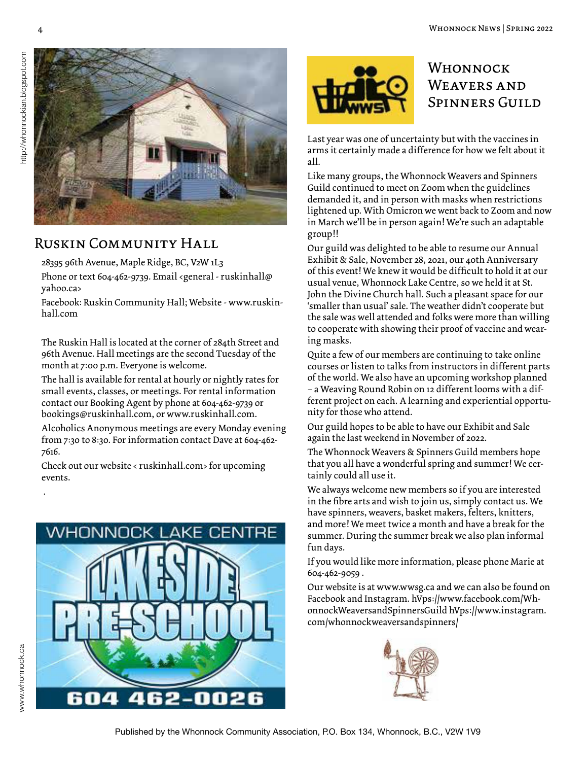## Ruskin Community Hall

28395 96th Avenue, Maple Ridge, BC, V2W 1L3

Phone or text 604-462-9739. Email <general - ruskinhall@yahoo.ca>

Facebook: Ruskin Community Hall; Website - www.ruskinhall.com

The Ruskin Hall is located at the corner of 284th Street and 96th Avenue. Hall meetings are the second Tuesday of the month at 7:00 p.m. Everyone is welcome.

The hall is available for rental at hourly or nightly rates for small events, classes, or meetings. For rental information contact our Booking Agent by phone at 604-462-9739 or bookings@ruskinhall.com, or www.ruskinhall.com.

Alcoholics Anonymous meetings are every Monday evening from 7:30 to 8:30. For information contact Dave at 604-462-7616.

Check out our website < ruskinhall.com> for upcoming events.

WHONNOCK LAKE CENTRE

LAKESIDE PRE-SCHOOL

604 462-0026

## Whonnock Weavers and Spinners Guild

Last year was one of uncertainty but with the vaccines in arms it certainly made a difference for how we felt about it all.

Like many groups, the Whonnock Weavers and Spinners Guild continued to meet on Zoom when the guidelines demanded it, and in person with masks when restrictions lightened up. With Omicron we went back to Zoom and now in March we'll be in person again! We're such an adaptable group!!

Our guild was delighted to be able to resume our Annual Exhibit & Sale, November 28, 2021, our 40th Anniversary of this event! We knew it would be difficult to hold it at our usual venue, Whonnock Lake Centre, so we held it at St. John the Divine Church hall. Such a pleasant space for our 'smaller than usual' sale. The weather didn't cooperate but the sale was well attended and folks were more than willing to cooperate with showing their proof of vaccine and wearing masks.

Quite a few of our members are continuing to take online courses or listen to talks from instructors in different parts of the world. We also have an upcoming workshop planned – a Weaving Round Robin on 12 different looms with a different project on each. A learning and experiential opportunity for those who attend.

Our guild hopes to be able to have our Exhibit and Sale again the last weekend in November of 2022.

The Whonnock Weavers & Spinners Guild members hope that you all have a wonderful spring and summer! We certainly could all use it.

We always welcome new members so if you are interested in the fibre arts and wish to join us, simply contact us. We have spinners, weavers, basket makers, felters, knitters, and more! We meet twice a month and have a break for the summer. During the summer break we also plan informal fun days.

If you would like more information, please phone Marie at 604-462-9059 .

Our website is at www.wwsg.ca and we can also be found on Facebook and Instagram. hVps://www.facebook.com/WhonnockWeaversandSpinnersGuild hVps://www.instagram.com/whonnockweaversandspinners/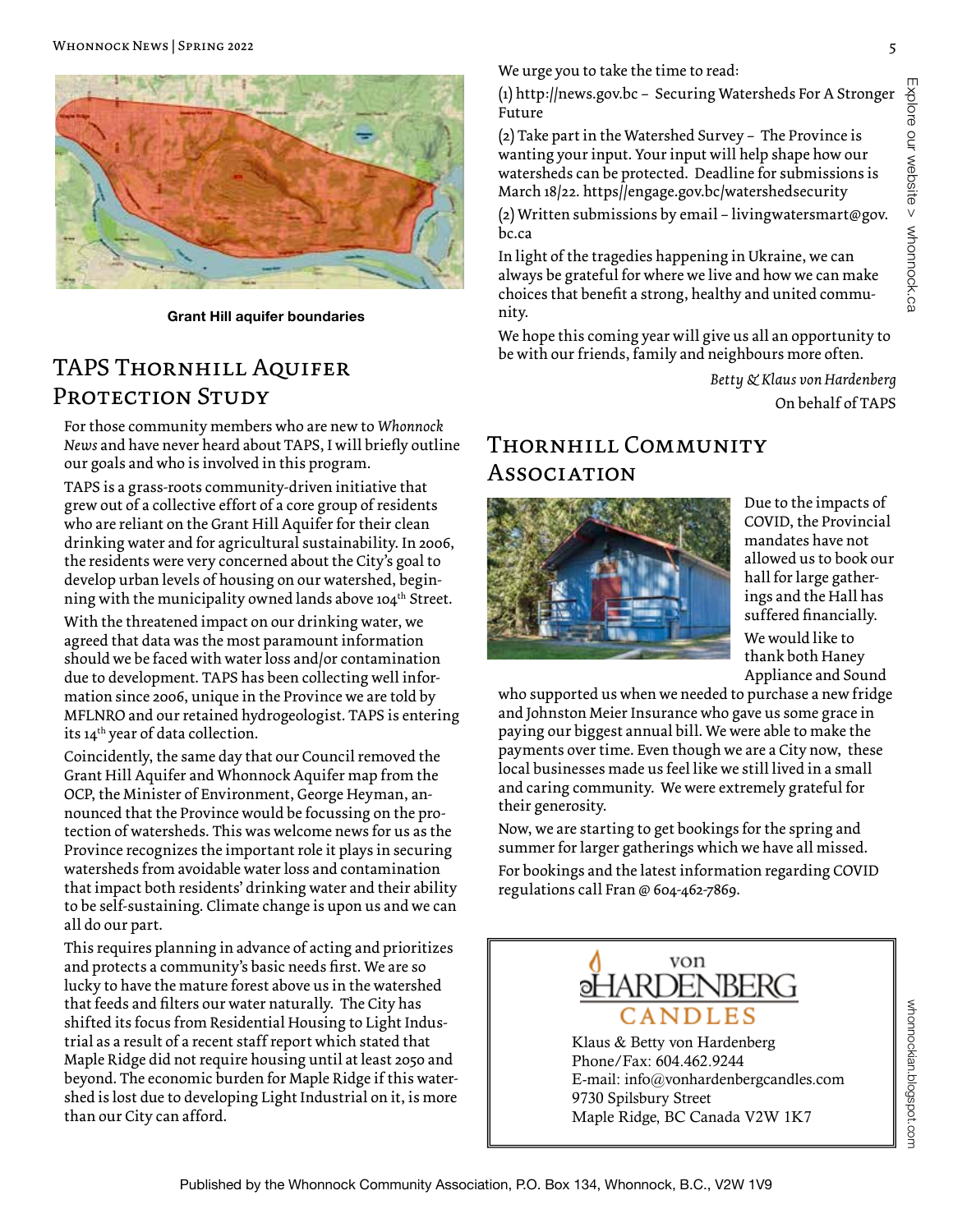Grant Hill aquifer boundaries

## TAPS Thornhill Aquifer Protection Study

For those community members who are new to *Whonnock News* and have never heard about TAPS, I will briefly outline our goals and who is involved in this program.

TAPS is a grass-roots community-driven initiative that grew out of a collective effort of a core group of residents who are reliant on the Grant Hill Aquifer for their clean drinking water and for agricultural sustainability. In 2006, the residents were very concerned about the City's goal to develop urban levels of housing on our watershed, beginning with the municipality owned lands above 104th Street.

With the threatened impact on our drinking water, we agreed that data was the most paramount information should we be faced with water loss and/or contamination due to development. TAPS has been collecting well information since 2006, unique in the Province we are told by MFLNRO and our retained hydrogeologist. TAPS is entering its 14th year of data collection.

Coincidently, the same day that our Council removed the Grant Hill Aquifer and Whonnock Aquifer map from the OCP, the Minister of Environment, George Heyman, announced that the Province would be focussing on the protection of watersheds. This was welcome news for us as the Province recognizes the important role it plays in securing watersheds from avoidable water loss and contamination that impact both residents' drinking water and their ability to be self-sustaining. Climate change is upon us and we can all do our part.

This requires planning in advance of acting and prioritizes and protects a community's basic needs first. We are so lucky to have the mature forest above us in the watershed that feeds and filters our water naturally. The City has shifted its focus from Residential Housing to Light Industrial as a result of a recent staff report which stated that Maple Ridge did not require housing until at least 2050 and beyond. The economic burden for Maple Ridge if this watershed is lost due to developing Light Industrial on it, is more than our City can afford.

We urge you to take the time to read:

(1) http://news.gov.bc – Securing Watersheds For A Stronger Future

(2) Take part in the Watershed Survey – The Province is wanting your input. Your input will help shape how our watersheds can be protected. Deadline for submissions is March 18/22. https//engage.gov.bc/watershedsecurity

(2) Written submissions by email – livingwatersmart@gov.bc.ca

In light of the tragedies happening in Ukraine, we can always be grateful for where we live and how we can make choices that benefit a strong, healthy and united community.

We hope this coming year will give us all an opportunity to be with our friends, family and neighbours more often.

*Betty & Klaus von Hardenberg*
On behalf of TAPS

## Thornhill Community Association

Due to the impacts of COVID, the Provincial mandates have not allowed us to book our hall for large gatherings and the Hall has suffered financially.

We would like to thank both Haney Appliance and Sound who supported us when we needed to purchase a new fridge and Johnston Meier Insurance who gave us some grace in paying our biggest annual bill. We were able to make the payments over time. Even though we are a City now, these local businesses made us feel like we still lived in a small and caring community. We were extremely grateful for their generosity.

Now, we are starting to get bookings for the spring and summer for larger gatherings which we have all missed.

For bookings and the latest information regarding COVID regulations call Fran @ 604-462-7869.

---

von HARDENBERG CANDLES

Klaus & Betty von Hardenberg
Phone/Fax: 604.462.9244
E-mail: info@vonhardenbergcandles.com
9730 Spilsbury Street
Maple Ridge, BC Canada V2W 1K7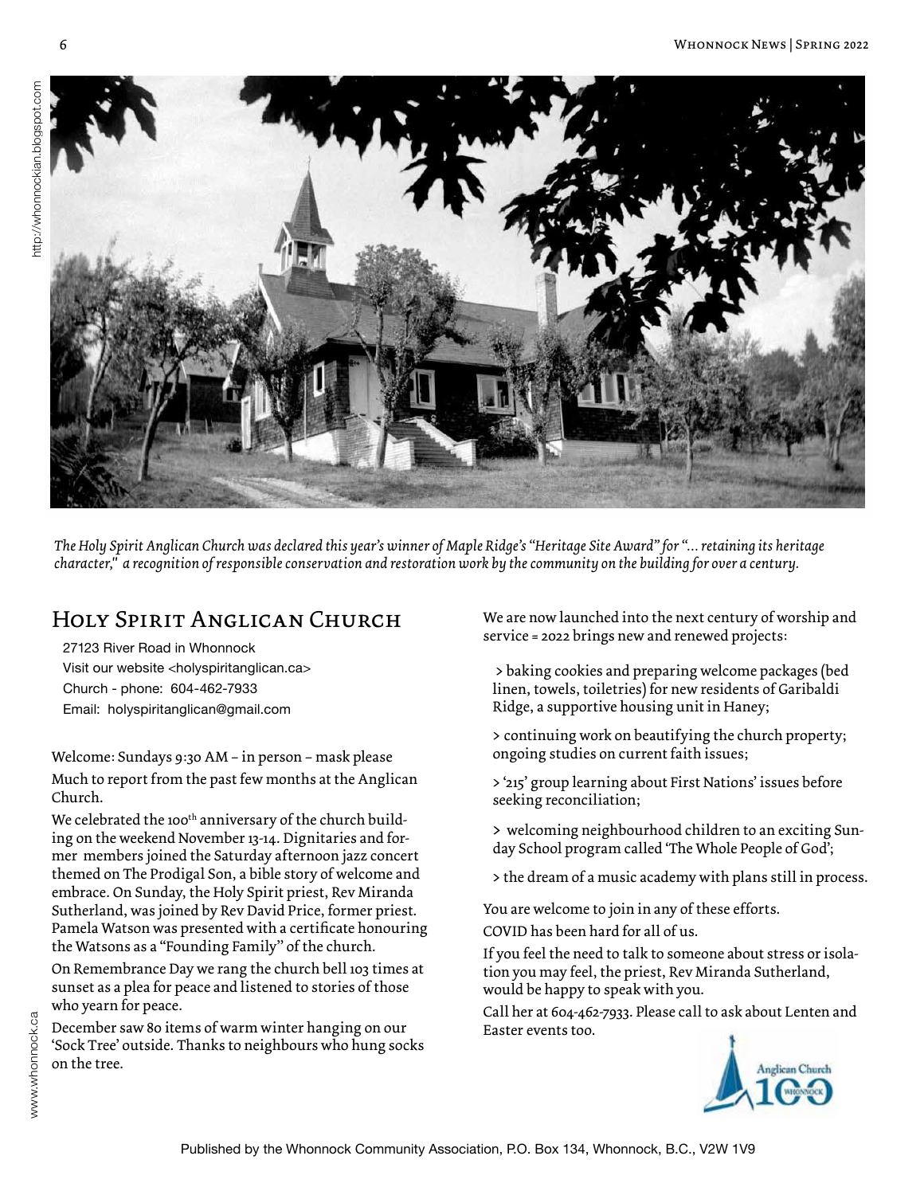*The Holy Spirit Anglican Church was declared this year's winner of Maple Ridge's "Heritage Site Award" for "…retaining its heritage character," a recognition of responsible conservation and restoration work by the community on the building for over a century.*

## Holy Spirit Anglican Church

27123 River Road in Whonnock
Visit our website <holyspiritanglican.ca>
Church - phone: 604-462-7933
Email: holyspiritanglican@gmail.com

Welcome: Sundays 9:30 AM – in person – mask please

Much to report from the past few months at the Anglican Church.

We celebrated the 100th anniversary of the church building on the weekend November 13-14. Dignitaries and former members joined the Saturday afternoon jazz concert themed on The Prodigal Son, a bible story of welcome and embrace. On Sunday, the Holy Spirit priest, Rev Miranda Sutherland, was joined by Rev David Price, former priest. Pamela Watson was presented with a certificate honouring the Watsons as a "Founding Family" of the church.

On Remembrance Day we rang the church bell 103 times at sunset as a plea for peace and listened to stories of those who yearn for peace.

December saw 80 items of warm winter hanging on our 'Sock Tree' outside. Thanks to neighbours who hung socks on the tree.

We are now launched into the next century of worship and service = 2022 brings new and renewed projects:

> baking cookies and preparing welcome packages (bed linen, towels, toiletries) for new residents of Garibaldi Ridge, a supportive housing unit in Haney;

> continuing work on beautifying the church property; ongoing studies on current faith issues;

> '215' group learning about First Nations' issues before seeking reconciliation;

> welcoming neighbourhood children to an exciting Sunday School program called 'The Whole People of God';

> the dream of a music academy with plans still in process.

You are welcome to join in any of these efforts.

COVID has been hard for all of us.

If you feel the need to talk to someone about stress or isolation you may feel, the priest, Rev Miranda Sutherland, would be happy to speak with you.

Call her at 604-462-7933. Please call to ask about Lenten and Easter events too.

Anglican Church 100 Whonnock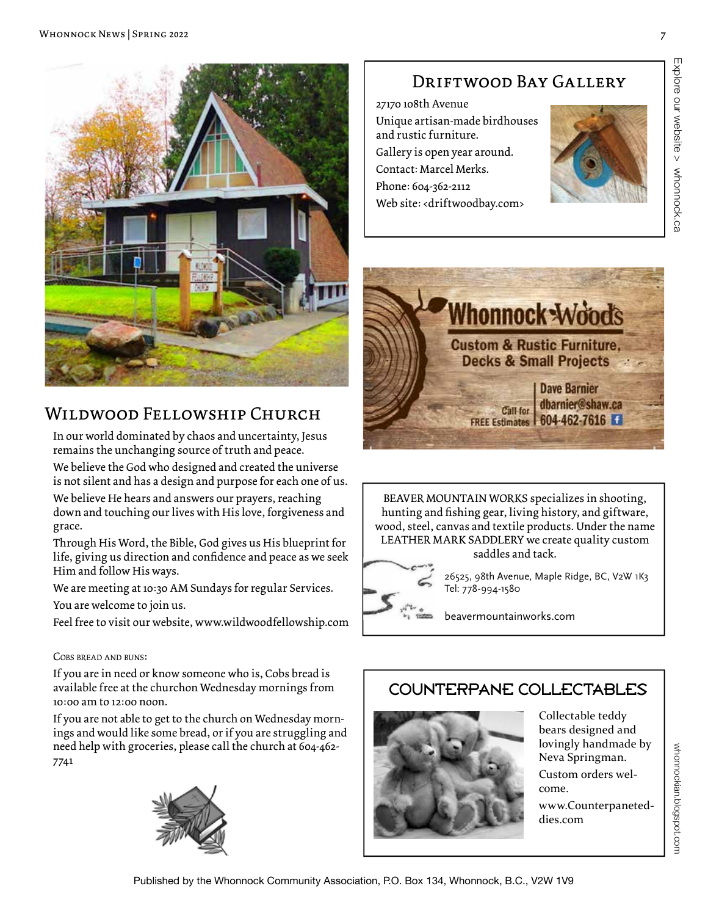## Wildwood Fellowship Church

In our world dominated by chaos and uncertainty, Jesus remains the unchanging source of truth and peace.

We believe the God who designed and created the universe is not silent and has a design and purpose for each one of us.

We believe He hears and answers our prayers, reaching down and touching our lives with His love, forgiveness and grace.

Through His Word, the Bible, God gives us His blueprint for life, giving us direction and confidence and peace as we seek Him and follow His ways.

We are meeting at 10:30 AM Sundays for regular Services.

You are welcome to join us.

Feel free to visit our website, www.wildwoodfellowship.com

#### Cobs bread and buns:

If you are in need or know someone who is, Cobs bread is available free at the churchon Wednesday mornings from 10:00 am to 12:00 noon.

If you are not able to get to the church on Wednesday mornings and would like some bread, or if you are struggling and need help with groceries, please call the church at 604-462-7741

## Driftwood Bay Gallery

27170 108th Avenue

Unique artisan-made birdhouses and rustic furniture.

Gallery is open year around.

Contact: Marcel Merks.

Phone: 604-362-2112

Web site: <driftwoodbay.com>

## Whonnock Woods

**Custom & Rustic Furniture, Decks & Small Projects**

Call for FREE Estimates

Dave Barnier
dbarnier@shaw.ca
604-462-7616

---

BEAVER MOUNTAIN WORKS specializes in shooting, hunting and fishing gear, living history, and giftware, wood, steel, canvas and textile products. Under the name LEATHER MARK SADDLERY we create quality custom saddles and tack.

26525, 98th Avenue, Maple Ridge, BC, V2W 1K3
Tel: 778-994-1580

beavermountainworks.com

## COUNTERPANE COLLECTABLES

Collectable teddy bears designed and lovingly handmade by Neva Springman.

Custom orders welcome.

www.Counterpaneteddies.com

Explore our website > whonnock.ca

whonnockian.blogspot.com

Published by the Whonnock Community Association, P.O. Box 134, Whonnock, B.C., V2W 1V9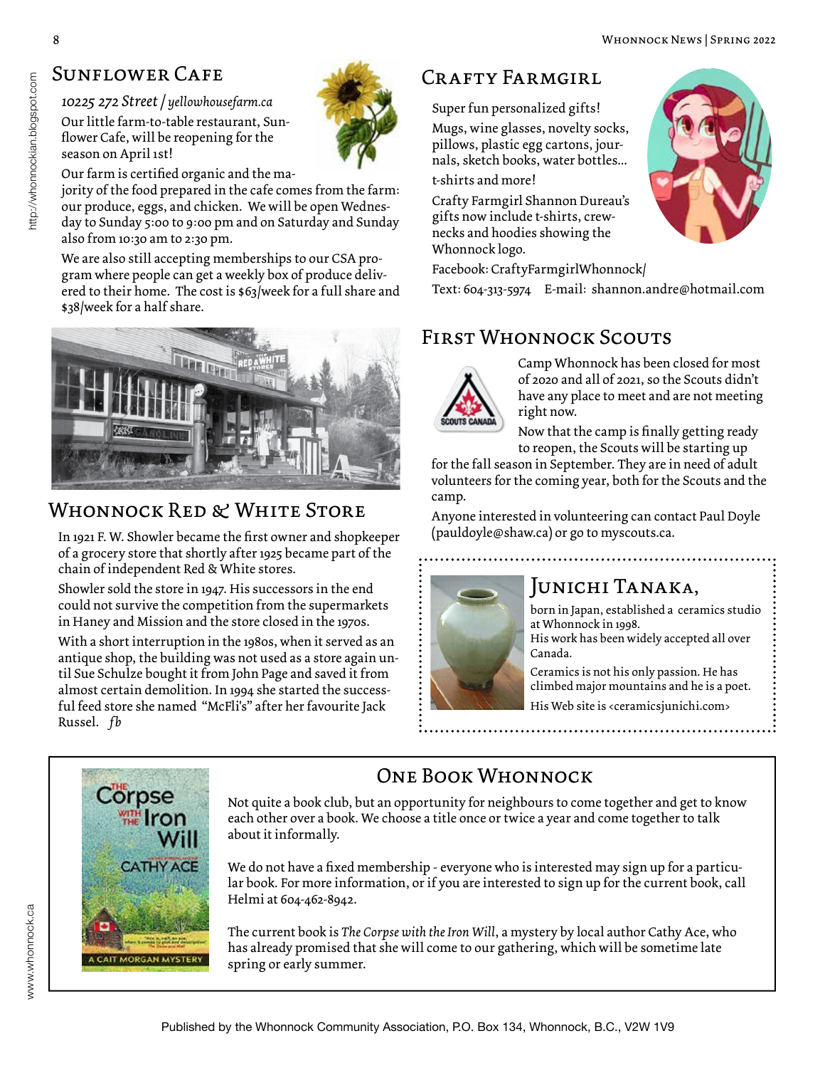## Sunflower Cafe

*10225 272 Street / yellowhousefarm.ca*

Our little farm-to-table restaurant, Sunflower Cafe, will be reopening for the season on April 1st!

Our farm is certified organic and the majority of the food prepared in the cafe comes from the farm: our produce, eggs, and chicken. We will be open Wednesday to Sunday 5:00 to 9:00 pm and on Saturday and Sunday also from 10:30 am to 2:30 pm.

We are also still accepting memberships to our CSA program where people can get a weekly box of produce delivered to their home. The cost is $63/week for a full share and $38/week for a half share.

## Whonnock Red & White Store

In 1921 F. W. Showler became the first owner and shopkeeper of a grocery store that shortly after 1925 became part of the chain of independent Red & White stores.

Showler sold the store in 1947. His successors in the end could not survive the competition from the supermarkets in Haney and Mission and the store closed in the 1970s.

With a short interruption in the 1980s, when it served as an antique shop, the building was not used as a store again until Sue Schulze bought it from John Page and saved it from almost certain demolition. In 1994 she started the successful feed store she named "McFli's" after her favourite Jack Russel. *fb*

## Crafty Farmgirl

Super fun personalized gifts!

Mugs, wine glasses, novelty socks, pillows, plastic egg cartons, journals, sketch books, water bottles... t-shirts and more!

Crafty Farmgirl Shannon Dureau's gifts now include t-shirts, crewnecks and hoodies showing the Whonnock logo.

Facebook: CraftyFarmgirlWhonnock/

Text: 604-313-5974 E-mail: shannon.andre@hotmail.com

## First Whonnock Scouts

Camp Whonnock has been closed for most of 2020 and all of 2021, so the Scouts didn't have any place to meet and are not meeting right now.

Now that the camp is finally getting ready to reopen, the Scouts will be starting up for the fall season in September. They are in need of adult volunteers for the coming year, both for the Scouts and the camp.

Anyone interested in volunteering can contact Paul Doyle (pauldoyle@shaw.ca) or go to myscouts.ca.

## Junichi Tanaka,

born in Japan, established a ceramics studio at Whonnock in 1998.

His work has been widely accepted all over Canada.

Ceramics is not his only passion. He has climbed major mountains and he is a poet.

His Web site is <ceramicsjunichi.com>

## One Book Whonnock

Not quite a book club, but an opportunity for neighbours to come together and get to know each other over a book. We choose a title once or twice a year and come together to talk about it informally.

We do not have a fixed membership - everyone who is interested may sign up for a particular book. For more information, or if you are interested to sign up for the current book, call Helmi at 604-462-8942.

The current book is *The Corpse with the Iron Will*, a mystery by local author Cathy Ace, who has already promised that she will come to our gathering, which will be sometime late spring or early summer.

Published by the Whonnock Community Association, P.O. Box 134, Whonnock, B.C., V2W 1V9